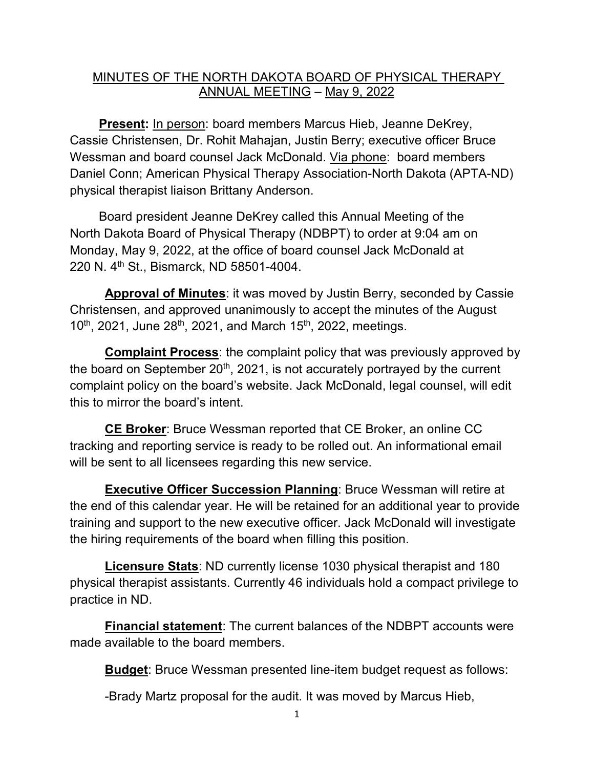MINUTES OF THE NORTH DAKOTA BOARD OF PHYSICAL THERAPY ANNUAL MEETING – May 9, 2022

**Present:** In person: board members Marcus Hieb, Jeanne DeKrey, Cassie Christensen, Dr. Rohit Mahajan, Justin Berry; executive officer Bruce Wessman and board counsel Jack McDonald. Via phone: board members Daniel Conn; American Physical Therapy Association-North Dakota (APTA-ND) physical therapist liaison Brittany Anderson.

Board president Jeanne DeKrey called this Annual Meeting of the North Dakota Board of Physical Therapy (NDBPT) to order at 9:04 am on Monday, May 9, 2022, at the office of board counsel Jack McDonald at 220 N. 4th St., Bismarck, ND 58501-4004.

**Approval of Minutes**: it was moved by Justin Berry, seconded by Cassie Christensen, and approved unanimously to accept the minutes of the August 10th, 2021, June 28th, 2021, and March 15th, 2022, meetings.

**Complaint Process**: the complaint policy that was previously approved by the board on September 20th, 2021, is not accurately portrayed by the current complaint policy on the board's website. Jack McDonald, legal counsel, will edit this to mirror the board's intent.

**CE Broker**: Bruce Wessman reported that CE Broker, an online CC tracking and reporting service is ready to be rolled out. An informational email will be sent to all licensees regarding this new service.

**Executive Officer Succession Planning**: Bruce Wessman will retire at the end of this calendar year. He will be retained for an additional year to provide training and support to the new executive officer. Jack McDonald will investigate the hiring requirements of the board when filling this position.

**Licensure Stats**: ND currently license 1030 physical therapist and 180 physical therapist assistants. Currently 46 individuals hold a compact privilege to practice in ND.

**Financial statement**: The current balances of the NDBPT accounts were made available to the board members.

**Budget**: Bruce Wessman presented line-item budget request as follows:

-Brady Martz proposal for the audit. It was moved by Marcus Hieb,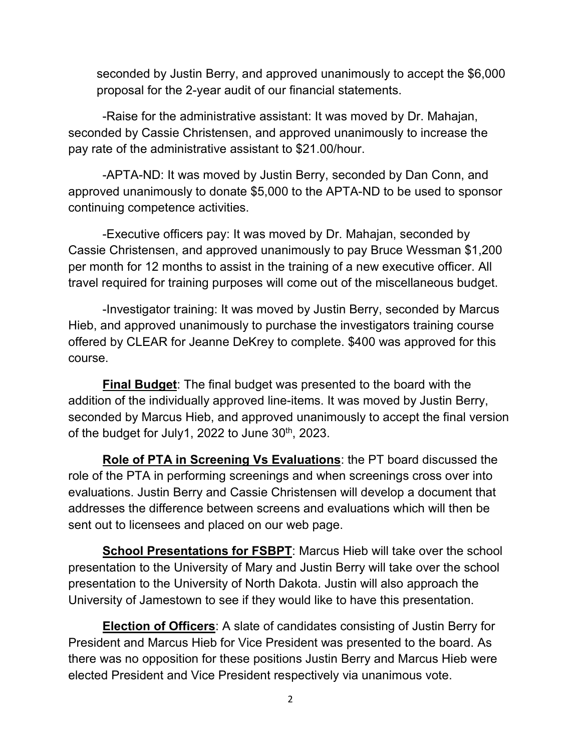seconded by Justin Berry, and approved unanimously to accept the $6,000 proposal for the 2-year audit of our financial statements.

-Raise for the administrative assistant: It was moved by Dr. Mahajan, seconded by Cassie Christensen, and approved unanimously to increase the pay rate of the administrative assistant to $21.00/hour.

-APTA-ND: It was moved by Justin Berry, seconded by Dan Conn, and approved unanimously to donate $5,000 to the APTA-ND to be used to sponsor continuing competence activities.

-Executive officers pay: It was moved by Dr. Mahajan, seconded by Cassie Christensen, and approved unanimously to pay Bruce Wessman $1,200 per month for 12 months to assist in the training of a new executive officer. All travel required for training purposes will come out of the miscellaneous budget.

-Investigator training: It was moved by Justin Berry, seconded by Marcus Hieb, and approved unanimously to purchase the investigators training course offered by CLEAR for Jeanne DeKrey to complete. $400 was approved for this course.

**Final Budget**: The final budget was presented to the board with the addition of the individually approved line-items. It was moved by Justin Berry, seconded by Marcus Hieb, and approved unanimously to accept the final version of the budget for July1, 2022 to June 30th, 2023.

**Role of PTA in Screening Vs Evaluations**: the PT board discussed the role of the PTA in performing screenings and when screenings cross over into evaluations. Justin Berry and Cassie Christensen will develop a document that addresses the difference between screens and evaluations which will then be sent out to licensees and placed on our web page.

**School Presentations for FSBPT**: Marcus Hieb will take over the school presentation to the University of Mary and Justin Berry will take over the school presentation to the University of North Dakota. Justin will also approach the University of Jamestown to see if they would like to have this presentation.

**Election of Officers**: A slate of candidates consisting of Justin Berry for President and Marcus Hieb for Vice President was presented to the board. As there was no opposition for these positions Justin Berry and Marcus Hieb were elected President and Vice President respectively via unanimous vote.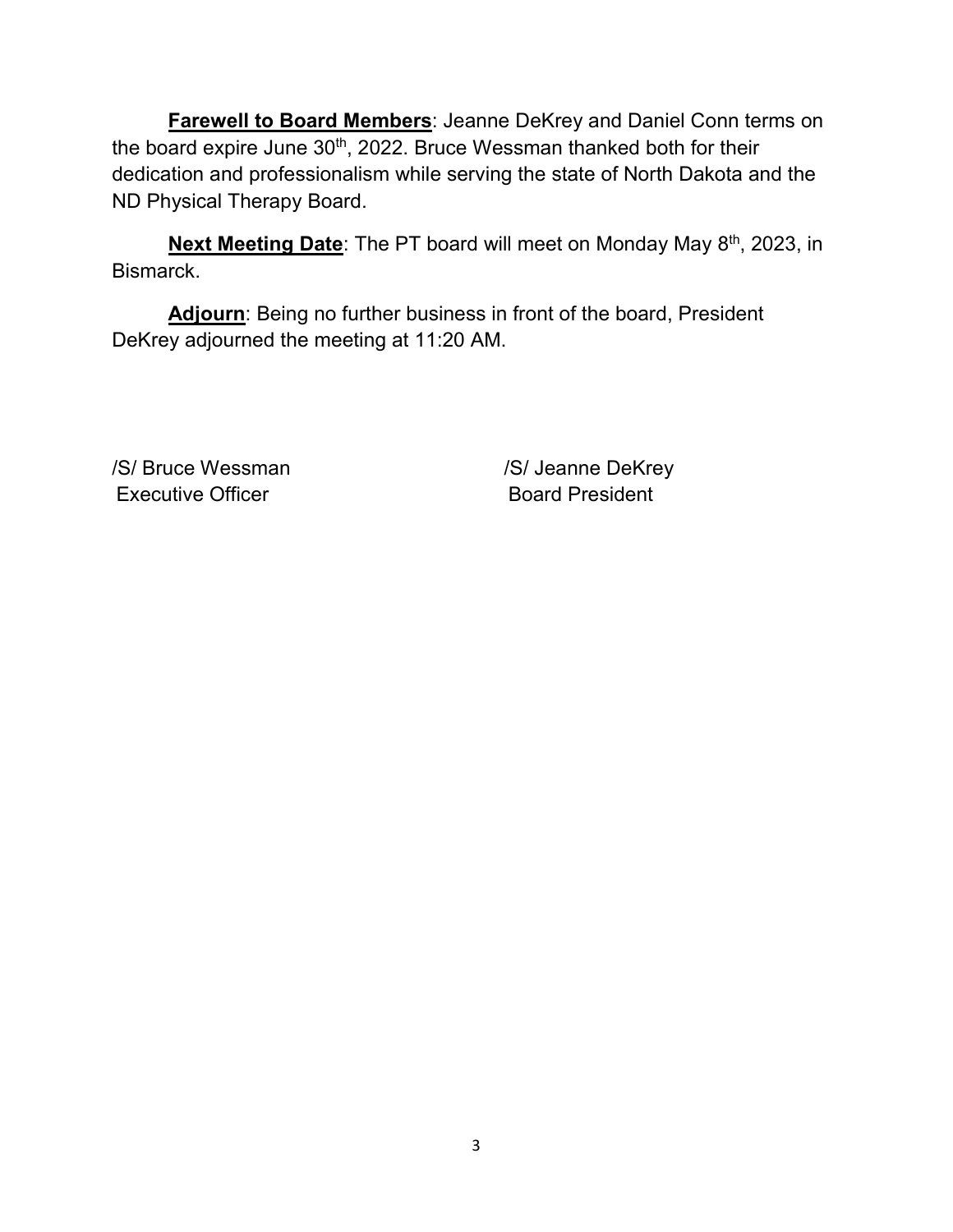**<u>Farewell to Board Members</u>**: Jeanne DeKrey and Daniel Conn terms on the board expire June 30th, 2022. Bruce Wessman thanked both for their dedication and professionalism while serving the state of North Dakota and the ND Physical Therapy Board.

**<u>Next Meeting Date</u>**: The PT board will meet on Monday May 8th, 2023, in Bismarck.

**<u>Adjourn</u>**: Being no further business in front of the board, President DeKrey adjourned the meeting at 11:20 AM.

/S/ Bruce Wessman
Executive Officer

/S/ Jeanne DeKrey
Board President